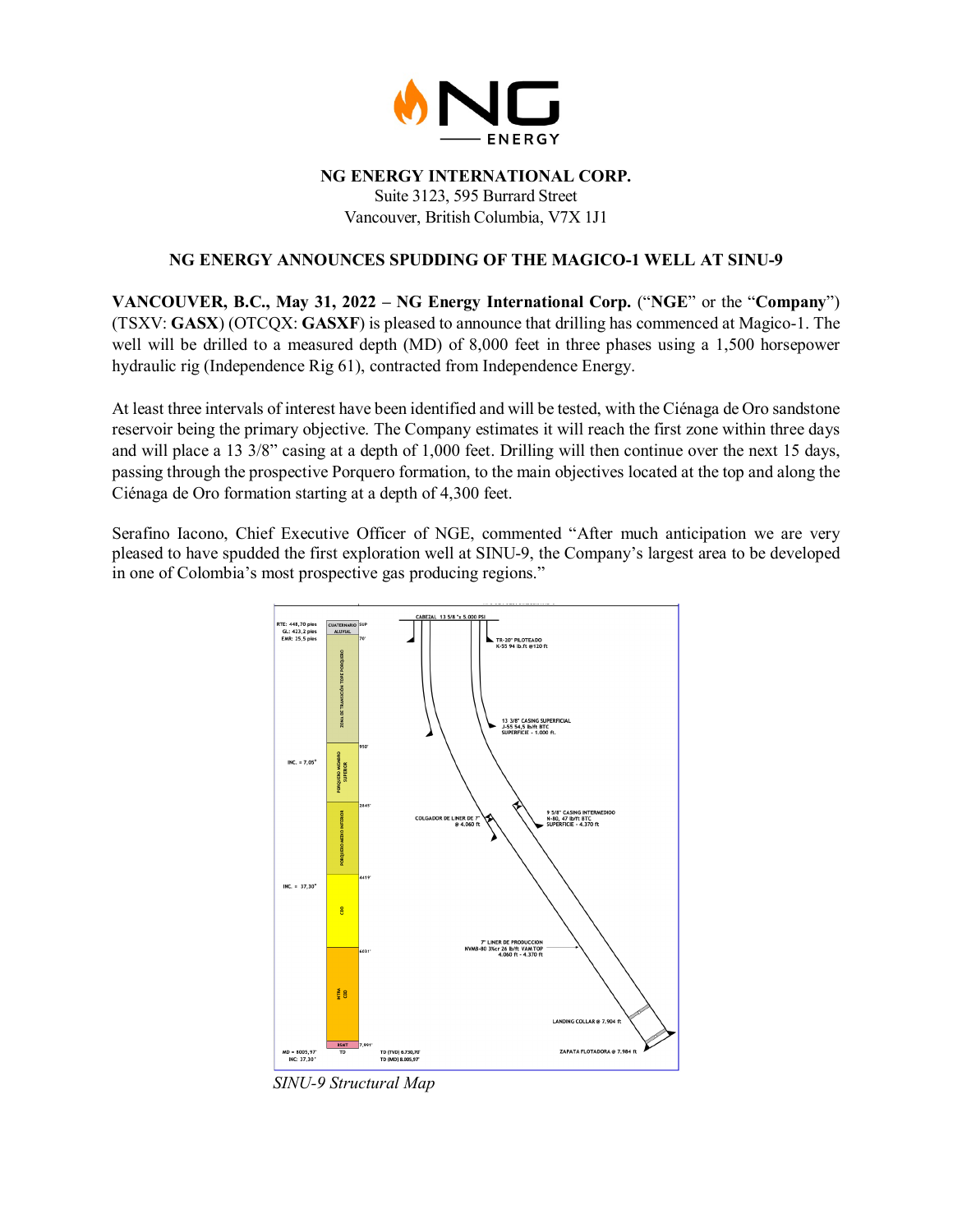**NG ENERGY INTERNATIONAL CORP.**
Suite 3123, 595 Burrard Street
Vancouver, British Columbia, V7X 1J1

# NG ENERGY ANNOUNCES SPUDDING OF THE MAGICO-1 WELL AT SINU-9

**VANCOUVER, B.C., May 31, 2022 – NG Energy International Corp.** ("**NGE**" or the "**Company**") (TSXV: **GASX**) (OTCQX: **GASXF**) is pleased to announce that drilling has commenced at Magico-1. The well will be drilled to a measured depth (MD) of 8,000 feet in three phases using a 1,500 horsepower hydraulic rig (Independence Rig 61), contracted from Independence Energy.

At least three intervals of interest have been identified and will be tested, with the Ciénaga de Oro sandstone reservoir being the primary objective. The Company estimates it will reach the first zone within three days and will place a 13 3/8" casing at a depth of 1,000 feet. Drilling will then continue over the next 15 days, passing through the prospective Porquero formation, to the main objectives located at the top and along the Ciénaga de Oro formation starting at a depth of 4,300 feet.

Serafino Iacono, Chief Executive Officer of NGE, commented "After much anticipation we are very pleased to have spudded the first exploration well at SINU-9, the Company's largest area to be developed in one of Colombia's most prospective gas producing regions."

*SINU-9 Structural Map*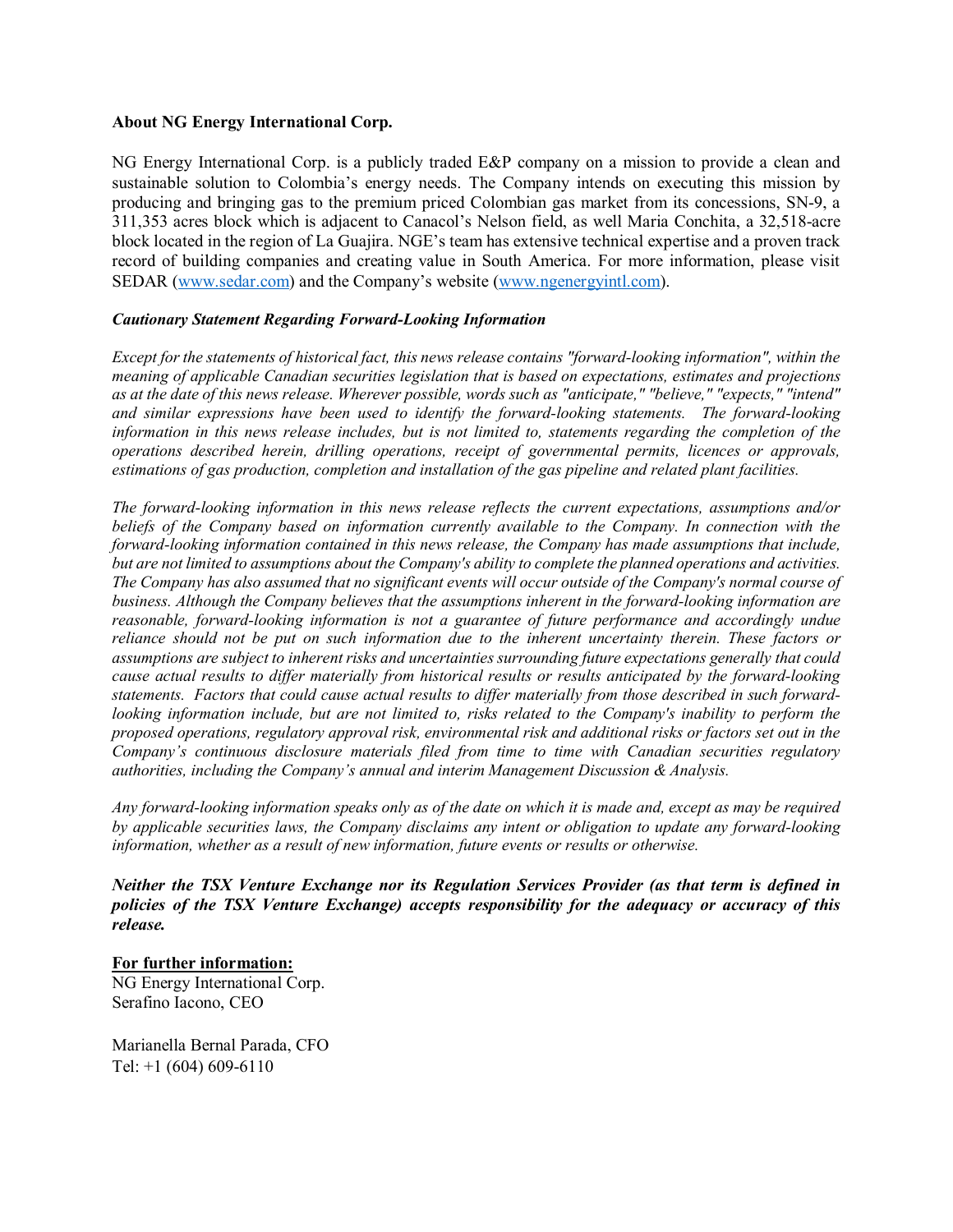**About NG Energy International Corp.**

NG Energy International Corp. is a publicly traded E&P company on a mission to provide a clean and sustainable solution to Colombia's energy needs. The Company intends on executing this mission by producing and bringing gas to the premium priced Colombian gas market from its concessions, SN-9, a 311,353 acres block which is adjacent to Canacol's Nelson field, as well Maria Conchita, a 32,518-acre block located in the region of La Guajira. NGE's team has extensive technical expertise and a proven track record of building companies and creating value in South America. For more information, please visit SEDAR ([www.sedar.com](http://www.sedar.com)) and the Company's website ([www.ngenergyintl.com](http://www.ngenergyintl.com)).

***Cautionary Statement Regarding Forward-Looking Information***

*Except for the statements of historical fact, this news release contains "forward-looking information", within the meaning of applicable Canadian securities legislation that is based on expectations, estimates and projections as at the date of this news release. Wherever possible, words such as "anticipate," "believe," "expects," "intend" and similar expressions have been used to identify the forward-looking statements. The forward-looking information in this news release includes, but is not limited to, statements regarding the completion of the operations described herein, drilling operations, receipt of governmental permits, licences or approvals, estimations of gas production, completion and installation of the gas pipeline and related plant facilities.*

*The forward-looking information in this news release reflects the current expectations, assumptions and/or beliefs of the Company based on information currently available to the Company. In connection with the forward-looking information contained in this news release, the Company has made assumptions that include, but are not limited to assumptions about the Company's ability to complete the planned operations and activities. The Company has also assumed that no significant events will occur outside of the Company's normal course of business. Although the Company believes that the assumptions inherent in the forward-looking information are reasonable, forward-looking information is not a guarantee of future performance and accordingly undue reliance should not be put on such information due to the inherent uncertainty therein. These factors or assumptions are subject to inherent risks and uncertainties surrounding future expectations generally that could cause actual results to differ materially from historical results or results anticipated by the forward-looking statements. Factors that could cause actual results to differ materially from those described in such forward-looking information include, but are not limited to, risks related to the Company's inability to perform the proposed operations, regulatory approval risk, environmental risk and additional risks or factors set out in the Company's continuous disclosure materials filed from time to time with Canadian securities regulatory authorities, including the Company's annual and interim Management Discussion & Analysis.*

*Any forward-looking information speaks only as of the date on which it is made and, except as may be required by applicable securities laws, the Company disclaims any intent or obligation to update any forward-looking information, whether as a result of new information, future events or results or otherwise.*

***Neither the TSX Venture Exchange nor its Regulation Services Provider (as that term is defined in policies of the TSX Venture Exchange) accepts responsibility for the adequacy or accuracy of this release.***

**For further information:**
NG Energy International Corp.
Serafino Iacono, CEO

Marianella Bernal Parada, CFO
Tel: +1 (604) 609-6110